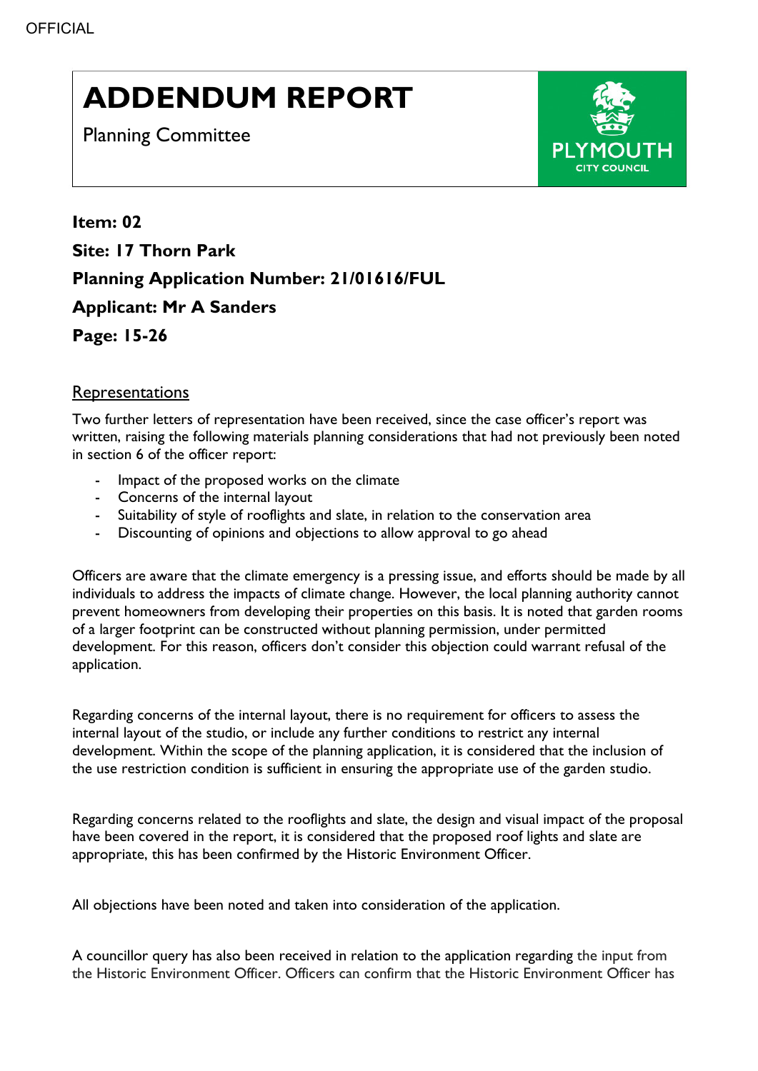OFFICIAL

# ADDENDUM REPORT

Planning Committee

PLYMOUTH CITY COUNCIL

**Item: 02**

**Site: 17 Thorn Park**

**Planning Application Number: 21/01616/FUL**

**Applicant: Mr A Sanders**

**Page: 15-26**

## Representations

Two further letters of representation have been received, since the case officer's report was written, raising the following materials planning considerations that had not previously been noted in section 6 of the officer report:

- Impact of the proposed works on the climate
- Concerns of the internal layout
- Suitability of style of rooflights and slate, in relation to the conservation area
- Discounting of opinions and objections to allow approval to go ahead

Officers are aware that the climate emergency is a pressing issue, and efforts should be made by all individuals to address the impacts of climate change. However, the local planning authority cannot prevent homeowners from developing their properties on this basis. It is noted that garden rooms of a larger footprint can be constructed without planning permission, under permitted development. For this reason, officers don't consider this objection could warrant refusal of the application.

Regarding concerns of the internal layout, there is no requirement for officers to assess the internal layout of the studio, or include any further conditions to restrict any internal development. Within the scope of the planning application, it is considered that the inclusion of the use restriction condition is sufficient in ensuring the appropriate use of the garden studio.

Regarding concerns related to the rooflights and slate, the design and visual impact of the proposal have been covered in the report, it is considered that the proposed roof lights and slate are appropriate, this has been confirmed by the Historic Environment Officer.

All objections have been noted and taken into consideration of the application.

A councillor query has also been received in relation to the application regarding the input from the Historic Environment Officer. Officers can confirm that the Historic Environment Officer has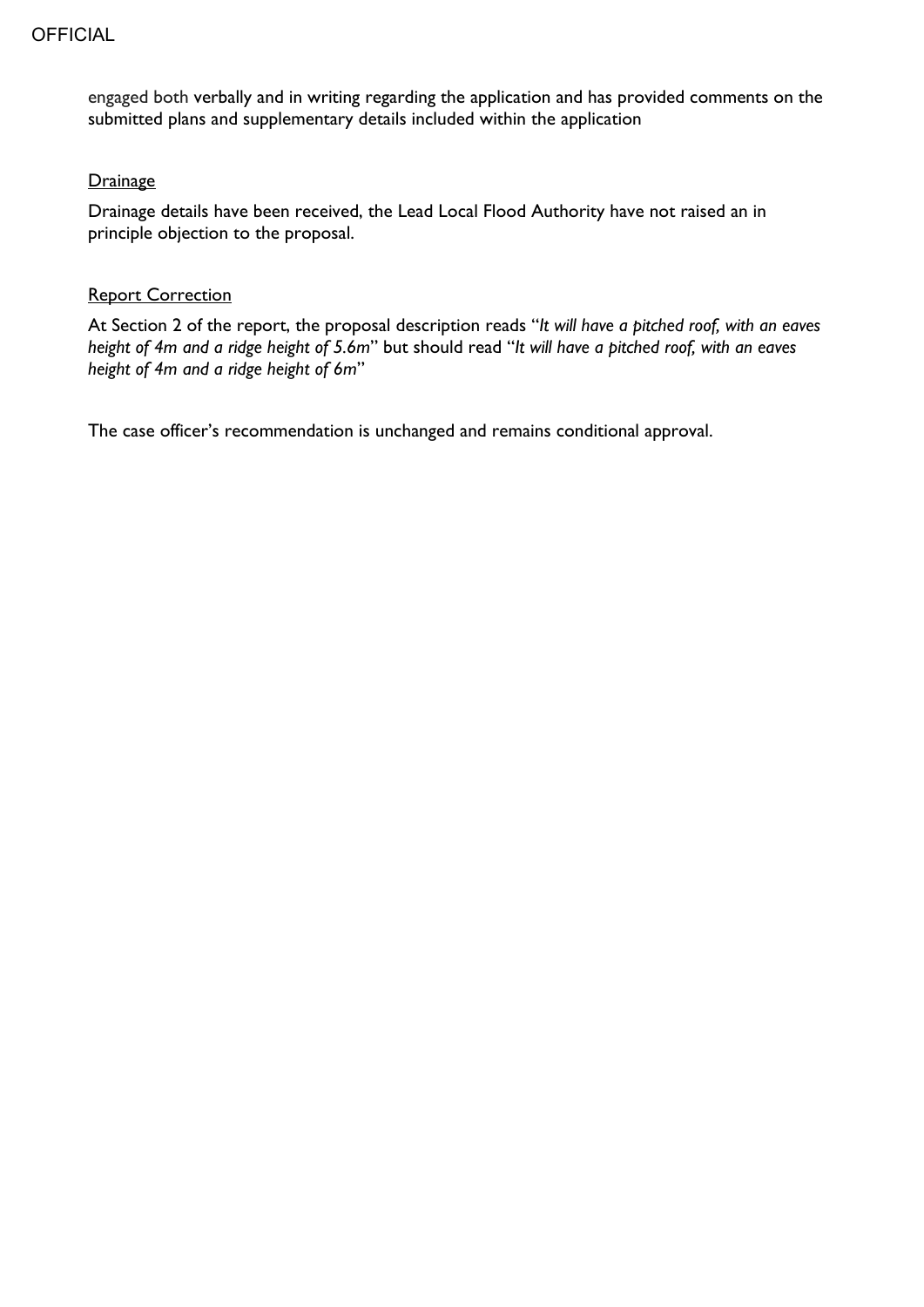engaged both verbally and in writing regarding the application and has provided comments on the submitted plans and supplementary details included within the application

Drainage

Drainage details have been received, the Lead Local Flood Authority have not raised an in principle objection to the proposal.

Report Correction

At Section 2 of the report, the proposal description reads "*It will have a pitched roof, with an eaves height of 4m and a ridge height of 5.6m*" but should read "*It will have a pitched roof, with an eaves height of 4m and a ridge height of 6m*"

The case officer's recommendation is unchanged and remains conditional approval.